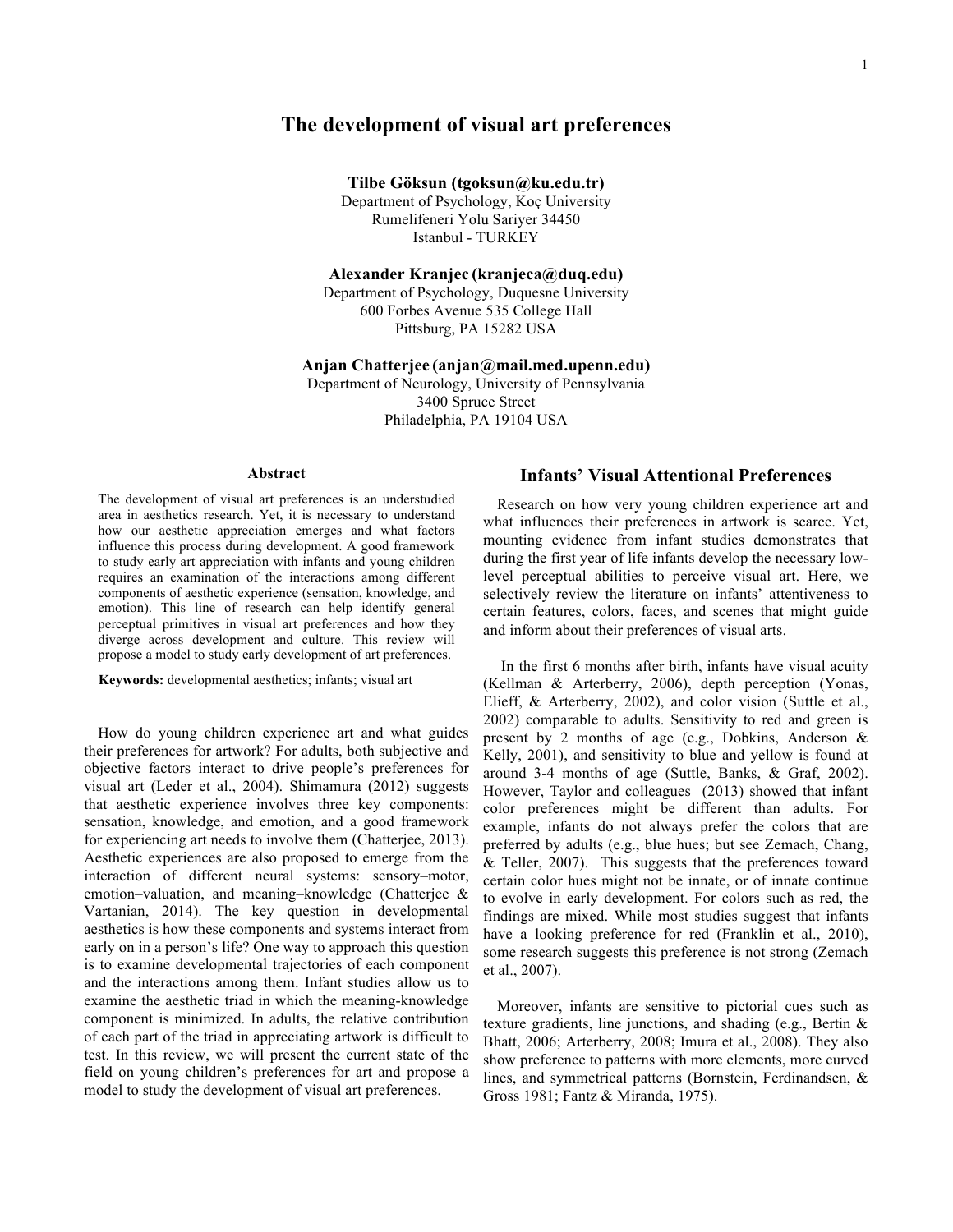# The development of visual art preferences

**Tilbe Göksun (tgoksun@ku.edu.tr)**
Department of Psychology, Koç University
Rumelifeneri Yolu Sariyer 34450
Istanbul - TURKEY

**Alexander Kranjec (kranjeca@duq.edu)**
Department of Psychology, Duquesne University
600 Forbes Avenue 535 College Hall
Pittsburg, PA 15282 USA

**Anjan Chatterjee (anjan@mail.med.upenn.edu)**
Department of Neurology, University of Pennsylvania
3400 Spruce Street
Philadelphia, PA 19104 USA

## Abstract

The development of visual art preferences is an understudied area in aesthetics research. Yet, it is necessary to understand how our aesthetic appreciation emerges and what factors influence this process during development. A good framework to study early art appreciation with infants and young children requires an examination of the interactions among different components of aesthetic experience (sensation, knowledge, and emotion). This line of research can help identify general perceptual primitives in visual art preferences and how they diverge across development and culture. This review will propose a model to study early development of art preferences.

**Keywords:** developmental aesthetics; infants; visual art

How do young children experience art and what guides their preferences for artwork? For adults, both subjective and objective factors interact to drive people's preferences for visual art (Leder et al., 2004). Shimamura (2012) suggests that aesthetic experience involves three key components: sensation, knowledge, and emotion, and a good framework for experiencing art needs to involve them (Chatterjee, 2013). Aesthetic experiences are also proposed to emerge from the interaction of different neural systems: sensory–motor, emotion–valuation, and meaning–knowledge (Chatterjee & Vartanian, 2014). The key question in developmental aesthetics is how these components and systems interact from early on in a person's life? One way to approach this question is to examine developmental trajectories of each component and the interactions among them. Infant studies allow us to examine the aesthetic triad in which the meaning-knowledge component is minimized. In adults, the relative contribution of each part of the triad in appreciating artwork is difficult to test. In this review, we will present the current state of the field on young children's preferences for art and propose a model to study the development of visual art preferences.

## Infants' Visual Attentional Preferences

Research on how very young children experience art and what influences their preferences in artwork is scarce. Yet, mounting evidence from infant studies demonstrates that during the first year of life infants develop the necessary low-level perceptual abilities to perceive visual art. Here, we selectively review the literature on infants' attentiveness to certain features, colors, faces, and scenes that might guide and inform about their preferences of visual arts.

In the first 6 months after birth, infants have visual acuity (Kellman & Arterberry, 2006), depth perception (Yonas, Elieff, & Arterberry, 2002), and color vision (Suttle et al., 2002) comparable to adults. Sensitivity to red and green is present by 2 months of age (e.g., Dobkins, Anderson & Kelly, 2001), and sensitivity to blue and yellow is found at around 3-4 months of age (Suttle, Banks, & Graf, 2002). However, Taylor and colleagues (2013) showed that infant color preferences might be different than adults. For example, infants do not always prefer the colors that are preferred by adults (e.g., blue hues; but see Zemach, Chang, & Teller, 2007). This suggests that the preferences toward certain color hues might not be innate, or of innate continue to evolve in early development. For colors such as red, the findings are mixed. While most studies suggest that infants have a looking preference for red (Franklin et al., 2010), some research suggests this preference is not strong (Zemach et al., 2007).

Moreover, infants are sensitive to pictorial cues such as texture gradients, line junctions, and shading (e.g., Bertin & Bhatt, 2006; Arterberry, 2008; Imura et al., 2008). They also show preference to patterns with more elements, more curved lines, and symmetrical patterns (Bornstein, Ferdinandsen, & Gross 1981; Fantz & Miranda, 1975).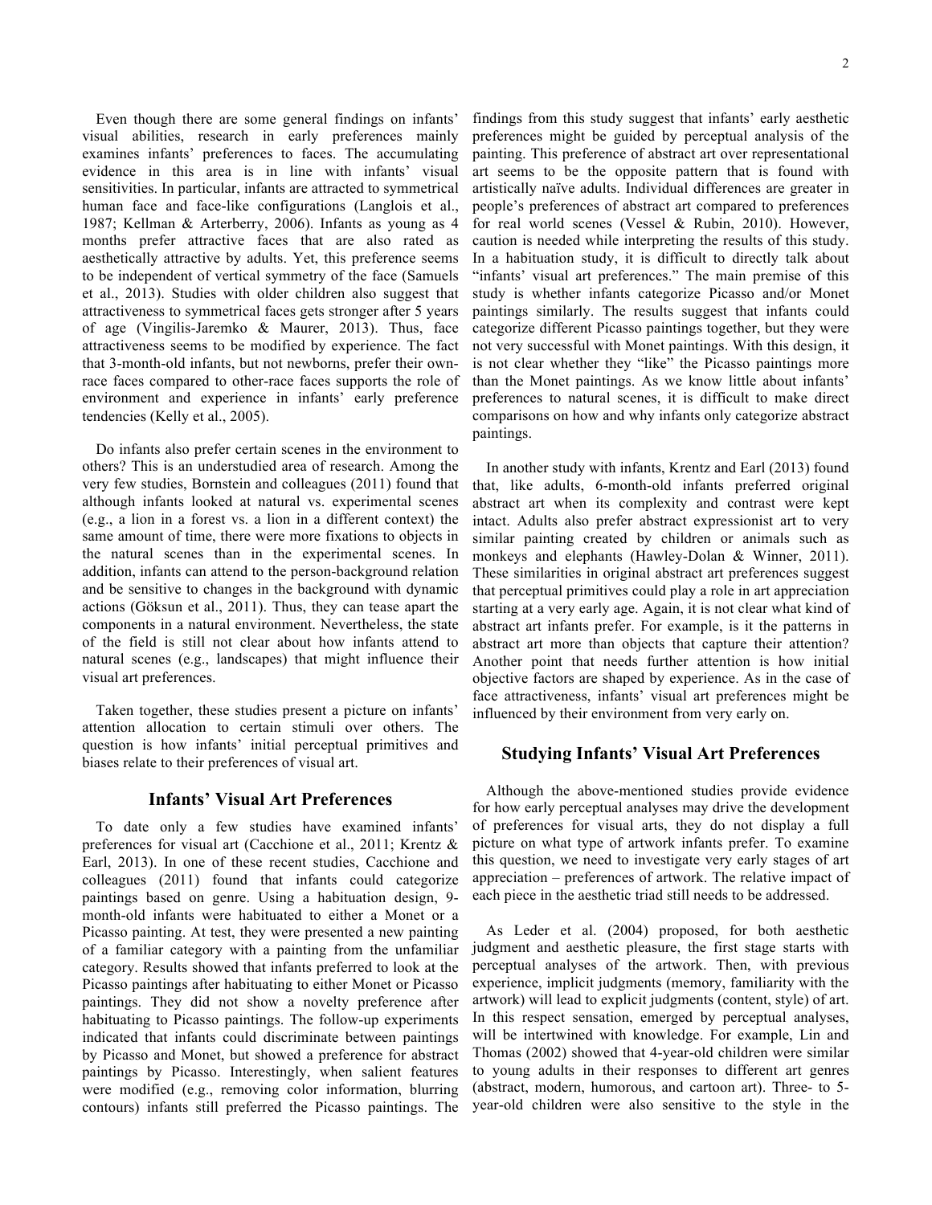Even though there are some general findings on infants' visual abilities, research in early preferences mainly examines infants' preferences to faces. The accumulating evidence in this area is in line with infants' visual sensitivities. In particular, infants are attracted to symmetrical human face and face-like configurations (Langlois et al., 1987; Kellman & Arterberry, 2006). Infants as young as 4 months prefer attractive faces that are also rated as aesthetically attractive by adults. Yet, this preference seems to be independent of vertical symmetry of the face (Samuels et al., 2013). Studies with older children also suggest that attractiveness to symmetrical faces gets stronger after 5 years of age (Vingilis-Jaremko & Maurer, 2013). Thus, face attractiveness seems to be modified by experience. The fact that 3-month-old infants, but not newborns, prefer their own-race faces compared to other-race faces supports the role of environment and experience in infants' early preference tendencies (Kelly et al., 2005).

Do infants also prefer certain scenes in the environment to others? This is an understudied area of research. Among the very few studies, Bornstein and colleagues (2011) found that although infants looked at natural vs. experimental scenes (e.g., a lion in a forest vs. a lion in a different context) the same amount of time, there were more fixations to objects in the natural scenes than in the experimental scenes. In addition, infants can attend to the person-background relation and be sensitive to changes in the background with dynamic actions (Göksun et al., 2011). Thus, they can tease apart the components in a natural environment. Nevertheless, the state of the field is still not clear about how infants attend to natural scenes (e.g., landscapes) that might influence their visual art preferences.

Taken together, these studies present a picture on infants' attention allocation to certain stimuli over others. The question is how infants' initial perceptual primitives and biases relate to their preferences of visual art.

## Infants' Visual Art Preferences

To date only a few studies have examined infants' preferences for visual art (Cacchione et al., 2011; Krentz & Earl, 2013). In one of these recent studies, Cacchione and colleagues (2011) found that infants could categorize paintings based on genre. Using a habituation design, 9-month-old infants were habituated to either a Monet or a Picasso painting. At test, they were presented a new painting of a familiar category with a painting from the unfamiliar category. Results showed that infants preferred to look at the Picasso paintings after habituating to either Monet or Picasso paintings. They did not show a novelty preference after habituating to Picasso paintings. The follow-up experiments indicated that infants could discriminate between paintings by Picasso and Monet, but showed a preference for abstract paintings by Picasso. Interestingly, when salient features were modified (e.g., removing color information, blurring contours) infants still preferred the Picasso paintings. The findings from this study suggest that infants' early aesthetic preferences might be guided by perceptual analysis of the painting. This preference of abstract art over representational art seems to be the opposite pattern that is found with artistically naïve adults. Individual differences are greater in people's preferences of abstract art compared to preferences for real world scenes (Vessel & Rubin, 2010). However, caution is needed while interpreting the results of this study. In a habituation study, it is difficult to directly talk about "infants' visual art preferences." The main premise of this study is whether infants categorize Picasso and/or Monet paintings similarly. The results suggest that infants could categorize different Picasso paintings together, but they were not very successful with Monet paintings. With this design, it is not clear whether they "like" the Picasso paintings more than the Monet paintings. As we know little about infants' preferences to natural scenes, it is difficult to make direct comparisons on how and why infants only categorize abstract paintings.

In another study with infants, Krentz and Earl (2013) found that, like adults, 6-month-old infants preferred original abstract art when its complexity and contrast were kept intact. Adults also prefer abstract expressionist art to very similar painting created by children or animals such as monkeys and elephants (Hawley-Dolan & Winner, 2011). These similarities in original abstract art preferences suggest that perceptual primitives could play a role in art appreciation starting at a very early age. Again, it is not clear what kind of abstract art infants prefer. For example, is it the patterns in abstract art more than objects that capture their attention? Another point that needs further attention is how initial objective factors are shaped by experience. As in the case of face attractiveness, infants' visual art preferences might be influenced by their environment from very early on.

## Studying Infants' Visual Art Preferences

Although the above-mentioned studies provide evidence for how early perceptual analyses may drive the development of preferences for visual arts, they do not display a full picture on what type of artwork infants prefer. To examine this question, we need to investigate very early stages of art appreciation – preferences of artwork. The relative impact of each piece in the aesthetic triad still needs to be addressed.

As Leder et al. (2004) proposed, for both aesthetic judgment and aesthetic pleasure, the first stage starts with perceptual analyses of the artwork. Then, with previous experience, implicit judgments (memory, familiarity with the artwork) will lead to explicit judgments (content, style) of art. In this respect sensation, emerged by perceptual analyses, will be intertwined with knowledge. For example, Lin and Thomas (2002) showed that 4-year-old children were similar to young adults in their responses to different art genres (abstract, modern, humorous, and cartoon art). Three- to 5-year-old children were also sensitive to the style in the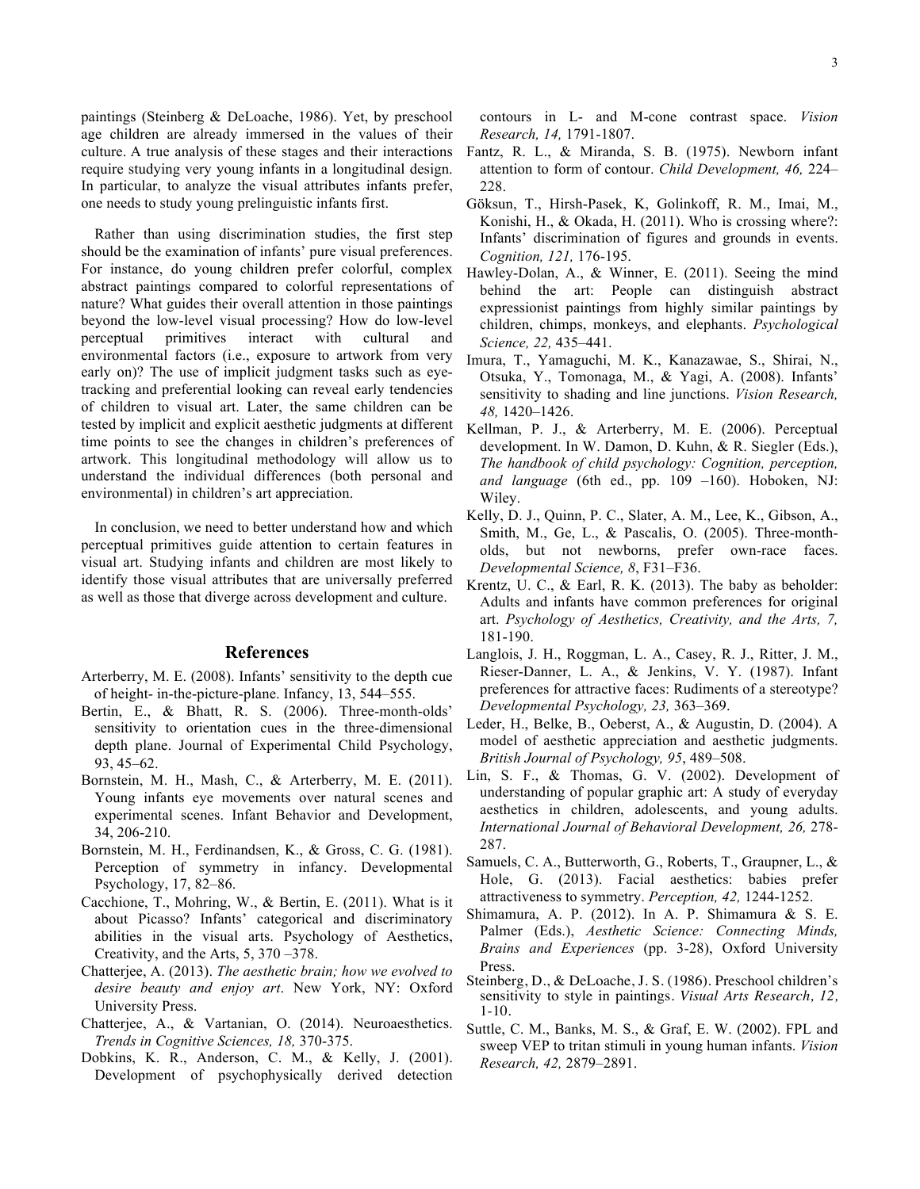paintings (Steinberg & DeLoache, 1986). Yet, by preschool age children are already immersed in the values of their culture. A true analysis of these stages and their interactions require studying very young infants in a longitudinal design. In particular, to analyze the visual attributes infants prefer, one needs to study young prelinguistic infants first.

Rather than using discrimination studies, the first step should be the examination of infants' pure visual preferences. For instance, do young children prefer colorful, complex abstract paintings compared to colorful representations of nature? What guides their overall attention in those paintings beyond the low-level visual processing? How do low-level perceptual primitives interact with cultural and environmental factors (i.e., exposure to artwork from very early on)? The use of implicit judgment tasks such as eye-tracking and preferential looking can reveal early tendencies of children to visual art. Later, the same children can be tested by implicit and explicit aesthetic judgments at different time points to see the changes in children's preferences of artwork. This longitudinal methodology will allow us to understand the individual differences (both personal and environmental) in children's art appreciation.

In conclusion, we need to better understand how and which perceptual primitives guide attention to certain features in visual art. Studying infants and children are most likely to identify those visual attributes that are universally preferred as well as those that diverge across development and culture.

## References

Arterberry, M. E. (2008). Infants' sensitivity to the depth cue of height- in-the-picture-plane. Infancy, 13, 544–555.

Bertin, E., & Bhatt, R. S. (2006). Three-month-olds' sensitivity to orientation cues in the three-dimensional depth plane. Journal of Experimental Child Psychology, 93, 45–62.

Bornstein, M. H., Mash, C., & Arterberry, M. E. (2011). Young infants eye movements over natural scenes and experimental scenes. Infant Behavior and Development, 34, 206-210.

Bornstein, M. H., Ferdinandsen, K., & Gross, C. G. (1981). Perception of symmetry in infancy. Developmental Psychology, 17, 82–86.

Cacchione, T., Mohring, W., & Bertin, E. (2011). What is it about Picasso? Infants' categorical and discriminatory abilities in the visual arts. Psychology of Aesthetics, Creativity, and the Arts, 5, 370 –378.

Chatterjee, A. (2013). *The aesthetic brain; how we evolved to desire beauty and enjoy art*. New York, NY: Oxford University Press.

Chatterjee, A., & Vartanian, O. (2014). Neuroaesthetics. *Trends in Cognitive Sciences, 18,* 370-375.

Dobkins, K. R., Anderson, C. M., & Kelly, J. (2001). Development of psychophysically derived detection contours in L- and M-cone contrast space. *Vision Research, 14,* 1791-1807.

Fantz, R. L., & Miranda, S. B. (1975). Newborn infant attention to form of contour. *Child Development, 46,* 224–228.

Göksun, T., Hirsh-Pasek, K, Golinkoff, R. M., Imai, M., Konishi, H., & Okada, H. (2011). Who is crossing where?: Infants' discrimination of figures and grounds in events. *Cognition, 121,* 176-195.

Hawley-Dolan, A., & Winner, E. (2011). Seeing the mind behind the art: People can distinguish abstract expressionist paintings from highly similar paintings by children, chimps, monkeys, and elephants. *Psychological Science, 22,* 435–441.

Imura, T., Yamaguchi, M. K., Kanazawae, S., Shirai, N., Otsuka, Y., Tomonaga, M., & Yagi, A. (2008). Infants' sensitivity to shading and line junctions. *Vision Research, 48,* 1420–1426.

Kellman, P. J., & Arterberry, M. E. (2006). Perceptual development. In W. Damon, D. Kuhn, & R. Siegler (Eds.), *The handbook of child psychology: Cognition, perception, and language* (6th ed., pp. 109 –160). Hoboken, NJ: Wiley.

Kelly, D. J., Quinn, P. C., Slater, A. M., Lee, K., Gibson, A., Smith, M., Ge, L., & Pascalis, O. (2005). Three-month-olds, but not newborns, prefer own-race faces. *Developmental Science, 8*, F31–F36.

Krentz, U. C., & Earl, R. K. (2013). The baby as beholder: Adults and infants have common preferences for original art. *Psychology of Aesthetics, Creativity, and the Arts, 7,* 181-190.

Langlois, J. H., Roggman, L. A., Casey, R. J., Ritter, J. M., Rieser-Danner, L. A., & Jenkins, V. Y. (1987). Infant preferences for attractive faces: Rudiments of a stereotype? *Developmental Psychology, 23,* 363–369.

Leder, H., Belke, B., Oeberst, A., & Augustin, D. (2004). A model of aesthetic appreciation and aesthetic judgments. *British Journal of Psychology, 95*, 489–508.

Lin, S. F., & Thomas, G. V. (2002). Development of understanding of popular graphic art: A study of everyday aesthetics in children, adolescents, and young adults. *International Journal of Behavioral Development, 26,* 278-287.

Samuels, C. A., Butterworth, G., Roberts, T., Graupner, L., & Hole, G. (2013). Facial aesthetics: babies prefer attractiveness to symmetry. *Perception, 42,* 1244-1252.

Shimamura, A. P. (2012). In A. P. Shimamura & S. E. Palmer (Eds.), *Aesthetic Science: Connecting Minds, Brains and Experiences* (pp. 3-28), Oxford University Press.

Steinberg, D., & DeLoache, J. S. (1986). Preschool children's sensitivity to style in paintings. *Visual Arts Research, 12,* 1-10.

Suttle, C. M., Banks, M. S., & Graf, E. W. (2002). FPL and sweep VEP to tritan stimuli in young human infants. *Vision Research, 42,* 2879–2891.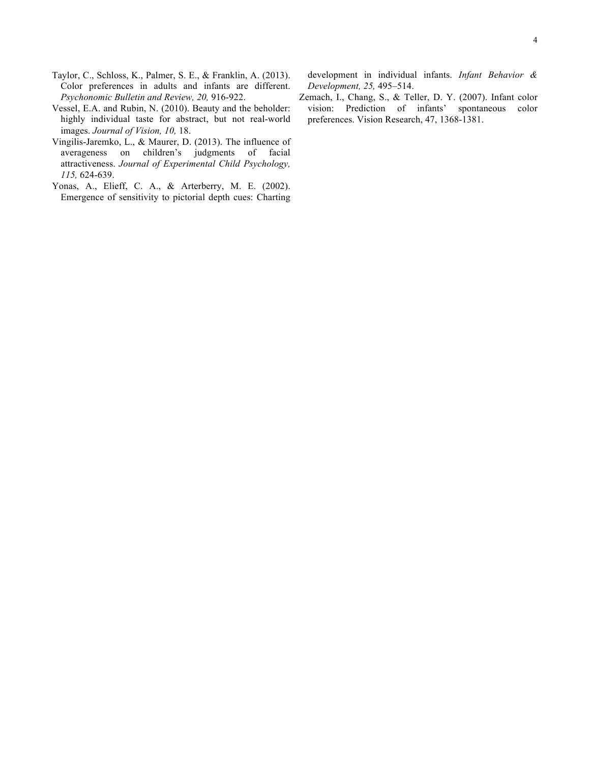Taylor, C., Schloss, K., Palmer, S. E., & Franklin, A. (2013). Color preferences in adults and infants are different. *Psychonomic Bulletin and Review, 20,* 916-922.

Vessel, E.A. and Rubin, N. (2010). Beauty and the beholder: highly individual taste for abstract, but not real-world images. *Journal of Vision, 10,* 18.

Vingilis-Jaremko, L., & Maurer, D. (2013). The influence of averageness on children's judgments of facial attractiveness. *Journal of Experimental Child Psychology, 115,* 624-639.

Yonas, A., Elieff, C. A., & Arterberry, M. E. (2002). Emergence of sensitivity to pictorial depth cues: Charting development in individual infants. *Infant Behavior & Development, 25,* 495–514.

Zemach, I., Chang, S., & Teller, D. Y. (2007). Infant color vision: Prediction of infants' spontaneous color preferences. Vision Research, 47, 1368-1381.